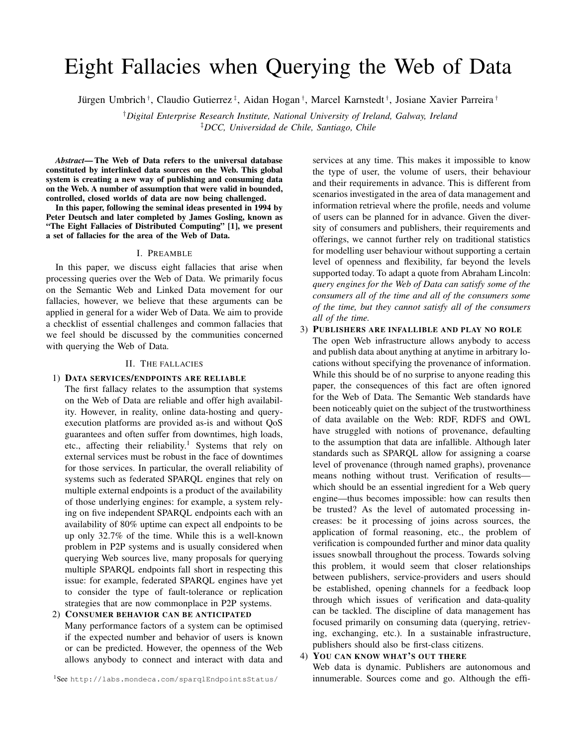# Eight Fallacies when Querying the Web of Data

Jürgen Umbrich [†], Claudio Gutierrez [‡], Aidan Hogan [†], Marcel Karnstedt [†], Josiane Xavier Parreira [†]

[†] *Digital Enterprise Research Institute, National University of Ireland, Galway, Ireland*
[‡] *DCC, Universidad de Chile, Santiago, Chile*

***Abstract*— The Web of Data refers to the universal database constituted by interlinked data sources on the Web. This global system is creating a new way of publishing and consuming data on the Web. A number of assumption that were valid in bounded, controlled, closed worlds of data are now being challenged.**

**In this paper, following the seminal ideas presented in 1994 by Peter Deutsch and later completed by James Gosling, known as "The Eight Fallacies of Distributed Computing" [1], we present a set of fallacies for the area of the Web of Data.**

## I. Preamble

In this paper, we discuss eight fallacies that arise when processing queries over the Web of Data. We primarily focus on the Semantic Web and Linked Data movement for our fallacies, however, we believe that these arguments can be applied in general for a wider Web of Data. We aim to provide a checklist of essential challenges and common fallacies that we feel should be discussed by the communities concerned with querying the Web of Data.

## II. The Fallacies

1) **Data services/endpoints are reliable**
The first fallacy relates to the assumption that systems on the Web of Data are reliable and offer high availability. However, in reality, online data-hosting and query-execution platforms are provided as-is and without QoS guarantees and often suffer from downtimes, high loads, etc., affecting their reliability.[1] Systems that rely on external services must be robust in the face of downtimes for those services. In particular, the overall reliability of systems such as federated SPARQL engines that rely on multiple external endpoints is a product of the availability of those underlying engines: for example, a system relying on five independent SPARQL endpoints each with an availability of 80% uptime can expect all endpoints to be up only 32.7% of the time. While this is a well-known problem in P2P systems and is usually considered when querying Web sources live, many proposals for querying multiple SPARQL endpoints fall short in respecting this issue: for example, federated SPARQL engines have yet to consider the type of fault-tolerance or replication strategies that are now commonplace in P2P systems.

2) **Consumer behavior can be anticipated**
Many performance factors of a system can be optimised if the expected number and behavior of users is known or can be predicted. However, the openness of the Web allows anybody to connect and interact with data and services at any time. This makes it impossible to know the type of user, the volume of users, their behaviour and their requirements in advance. This is different from scenarios investigated in the area of data management and information retrieval where the profile, needs and volume of users can be planned for in advance. Given the diversity of consumers and publishers, their requirements and offerings, we cannot further rely on traditional statistics for modelling user behaviour without supporting a certain level of openness and flexibility, far beyond the levels supported today. To adapt a quote from Abraham Lincoln: *query engines for the Web of Data can satisfy some of the consumers all of the time and all of the consumers some of the time, but they cannot satisfy all of the consumers all of the time.*

3) **Publishers are infallible and play no role**
The open Web infrastructure allows anybody to access and publish data about anything at anytime in arbitrary locations without specifying the provenance of information. While this should be of no surprise to anyone reading this paper, the consequences of this fact are often ignored for the Web of Data. The Semantic Web standards have been noticeably quiet on the subject of the trustworthiness of data available on the Web: RDF, RDFS and OWL have struggled with notions of provenance, defaulting to the assumption that data are infallible. Although later standards such as SPARQL allow for assigning a coarse level of provenance (through named graphs), provenance means nothing without trust. Verification of results—which should be an essential ingredient for a Web query engine—thus becomes impossible: how can results then be trusted? As the level of automated processing increases: be it processing of joins across sources, the application of formal reasoning, etc., the problem of verification is compounded further and minor data quality issues snowball throughout the process. Towards solving this problem, it would seem that closer relationships between publishers, service-providers and users should be established, opening channels for a feedback loop through which issues of verification and data-quality can be tackled. The discipline of data management has focused primarily on consuming data (querying, retrieving, exchanging, etc.). In a sustainable infrastructure, publishers should also be first-class citizens.

4) **You can know what's out there**
Web data is dynamic. Publishers are autonomous and innumerable. Sources come and go. Although the effi-

[1] See http://labs.mondeca.com/sparqlEndpointsStatus/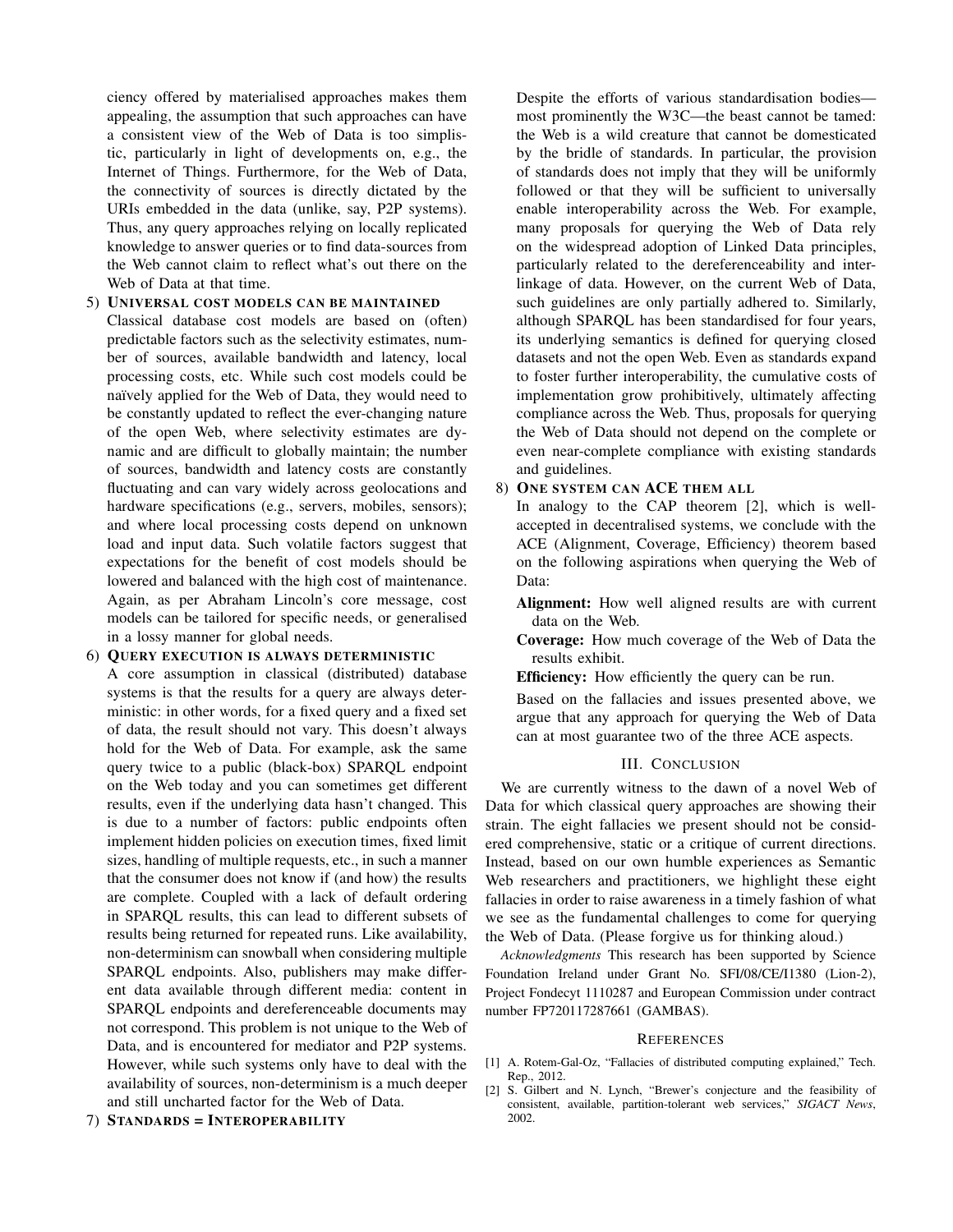ciency offered by materialised approaches makes them appealing, the assumption that such approaches can have a consistent view of the Web of Data is too simplistic, particularly in light of developments on, e.g., the Internet of Things. Furthermore, for the Web of Data, the connectivity of sources is directly dictated by the URIs embedded in the data (unlike, say, P2P systems). Thus, any query approaches relying on locally replicated knowledge to answer queries or to find data-sources from the Web cannot claim to reflect what's out there on the Web of Data at that time.

5) **UNIVERSAL COST MODELS CAN BE MAINTAINED**
Classical database cost models are based on (often) predictable factors such as the selectivity estimates, number of sources, available bandwidth and latency, local processing costs, etc. While such cost models could be naïvely applied for the Web of Data, they would need to be constantly updated to reflect the ever-changing nature of the open Web, where selectivity estimates are dynamic and are difficult to globally maintain; the number of sources, bandwidth and latency costs are constantly fluctuating and can vary widely across geolocations and hardware specifications (e.g., servers, mobiles, sensors); and where local processing costs depend on unknown load and input data. Such volatile factors suggest that expectations for the benefit of cost models should be lowered and balanced with the high cost of maintenance. Again, as per Abraham Lincoln's core message, cost models can be tailored for specific needs, or generalised in a lossy manner for global needs.

6) **QUERY EXECUTION IS ALWAYS DETERMINISTIC**
A core assumption in classical (distributed) database systems is that the results for a query are always deterministic: in other words, for a fixed query and a fixed set of data, the result should not vary. This doesn't always hold for the Web of Data. For example, ask the same query twice to a public (black-box) SPARQL endpoint on the Web today and you can sometimes get different results, even if the underlying data hasn't changed. This is due to a number of factors: public endpoints often implement hidden policies on execution times, fixed limit sizes, handling of multiple requests, etc., in such a manner that the consumer does not know if (and how) the results are complete. Coupled with a lack of default ordering in SPARQL results, this can lead to different subsets of results being returned for repeated runs. Like availability, non-determinism can snowball when considering multiple SPARQL endpoints. Also, publishers may make different data available through different media: content in SPARQL endpoints and dereferenceable documents may not correspond. This problem is not unique to the Web of Data, and is encountered for mediator and P2P systems. However, while such systems only have to deal with the availability of sources, non-determinism is a much deeper and still uncharted factor for the Web of Data.

7) **STANDARDS = INTEROPERABILITY**
Despite the efforts of various standardisation bodies—most prominently the W3C—the beast cannot be tamed: the Web is a wild creature that cannot be domesticated by the bridle of standards. In particular, the provision of standards does not imply that they will be uniformly followed or that they will be sufficient to universally enable interoperability across the Web. For example, many proposals for querying the Web of Data rely on the widespread adoption of Linked Data principles, particularly related to the dereferenceability and interlinkage of data. However, on the current Web of Data, such guidelines are only partially adhered to. Similarly, although SPARQL has been standardised for four years, its underlying semantics is defined for querying closed datasets and not the open Web. Even as standards expand to foster further interoperability, the cumulative costs of implementation grow prohibitively, ultimately affecting compliance across the Web. Thus, proposals for querying the Web of Data should not depend on the complete or even near-complete compliance with existing standards and guidelines.

8) **ONE SYSTEM CAN ACE THEM ALL**
In analogy to the CAP theorem [2], which is well-accepted in decentralised systems, we conclude with the ACE (Alignment, Coverage, Efficiency) theorem based on the following aspirations when querying the Web of Data:

**Alignment:** How well aligned results are with current data on the Web.

**Coverage:** How much coverage of the Web of Data the results exhibit.

**Efficiency:** How efficiently the query can be run.

Based on the fallacies and issues presented above, we argue that any approach for querying the Web of Data can at most guarantee two of the three ACE aspects.

## III. CONCLUSION

We are currently witness to the dawn of a novel Web of Data for which classical query approaches are showing their strain. The eight fallacies we present should not be considered comprehensive, static or a critique of current directions. Instead, based on our own humble experiences as Semantic Web researchers and practitioners, we highlight these eight fallacies in order to raise awareness in a timely fashion of what we see as the fundamental challenges to come for querying the Web of Data. (Please forgive us for thinking aloud.)

*Acknowledgments* This research has been supported by Science Foundation Ireland under Grant No. SFI/08/CE/I1380 (Lion-2), Project Fondecyt 1110287 and European Commission under contract number FP720117287661 (GAMBAS).

## REFERENCES

[1] A. Rotem-Gal-Oz, "Fallacies of distributed computing explained," Tech. Rep., 2012.

[2] S. Gilbert and N. Lynch, "Brewer's conjecture and the feasibility of consistent, available, partition-tolerant web services," *SIGACT News*, 2002.